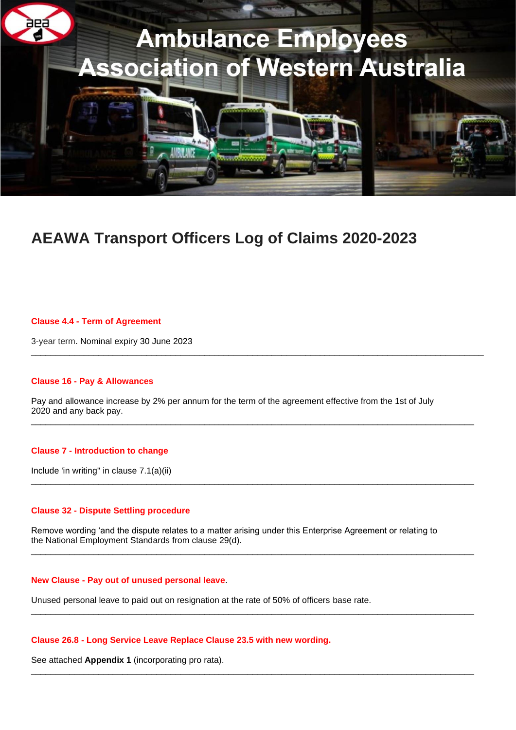# Ambulance Employees Association of Western Australia

## AEAWA Transport Officers Log of Claims 2020-2023

### Clause 4.4 - Term of Agreement

3-year term. Nominal expiry 30 June 2023

---

### Clause 16 - Pay & Allowances

Pay and allowance increase by 2% per annum for the term of the agreement effective from the 1st of July 2020 and any back pay.

---

### Clause 7 - Introduction to change

Include 'in writing" in clause 7.1(a)(ii)

---

### Clause 32 - Dispute Settling procedure

Remove wording 'and the dispute relates to a matter arising under this Enterprise Agreement or relating to the National Employment Standards from clause 29(d).

---

### New Clause - Pay out of unused personal leave.

Unused personal leave to paid out on resignation at the rate of 50% of officers base rate.

---

### Clause 26.8 - Long Service Leave Replace Clause 23.5 with new wording.

See attached **Appendix 1** (incorporating pro rata).

---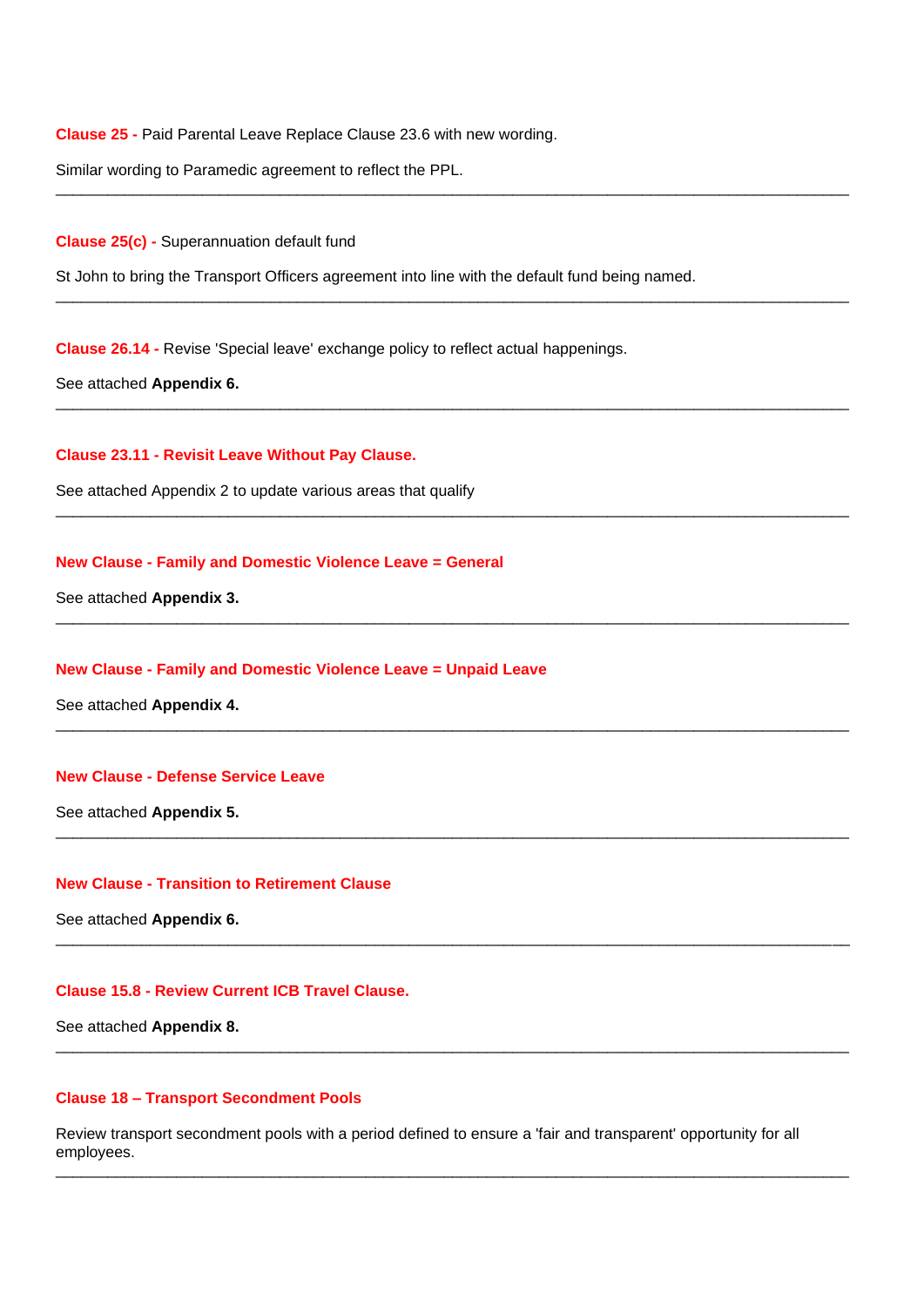**Clause 25 -** Paid Parental Leave Replace Clause 23.6 with new wording.

Similar wording to Paramedic agreement to reflect the PPL.

---

**Clause 25(c) -** Superannuation default fund

St John to bring the Transport Officers agreement into line with the default fund being named.

---

**Clause 26.14 -** Revise 'Special leave' exchange policy to reflect actual happenings.

See attached **Appendix 6.**

---

**Clause 23.11 - Revisit Leave Without Pay Clause.**

See attached Appendix 2 to update various areas that qualify

---

**New Clause - Family and Domestic Violence Leave = General**

See attached **Appendix 3.**

---

**New Clause - Family and Domestic Violence Leave = Unpaid Leave**

See attached **Appendix 4.**

---

**New Clause - Defense Service Leave**

See attached **Appendix 5.**

---

**New Clause - Transition to Retirement Clause**

See attached **Appendix 6.**

---

**Clause 15.8 - Review Current ICB Travel Clause.**

See attached **Appendix 8.**

---

**Clause 18 – Transport Secondment Pools**

Review transport secondment pools with a period defined to ensure a 'fair and transparent' opportunity for all employees.

---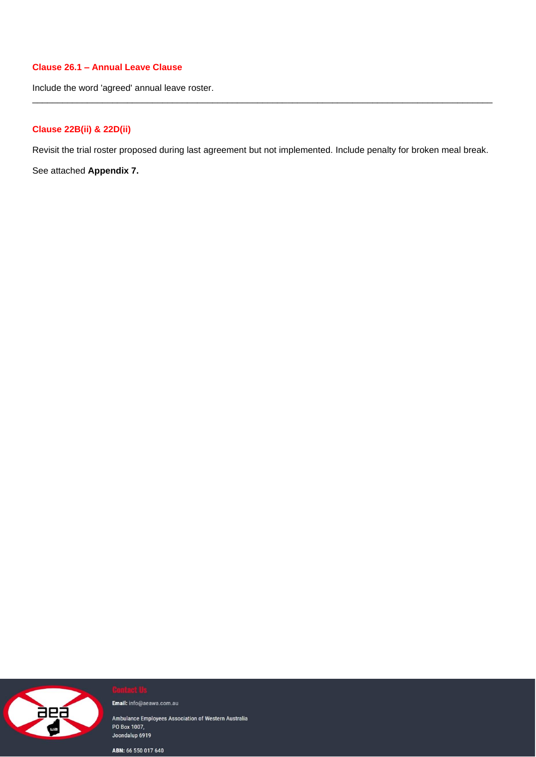### Clause 26.1 – Annual Leave Clause

Include the word 'agreed' annual leave roster.

---

### Clause 22B(ii) & 22D(ii)

Revisit the trial roster proposed during last agreement but not implemented. Include penalty for broken meal break.

See attached **Appendix 7.**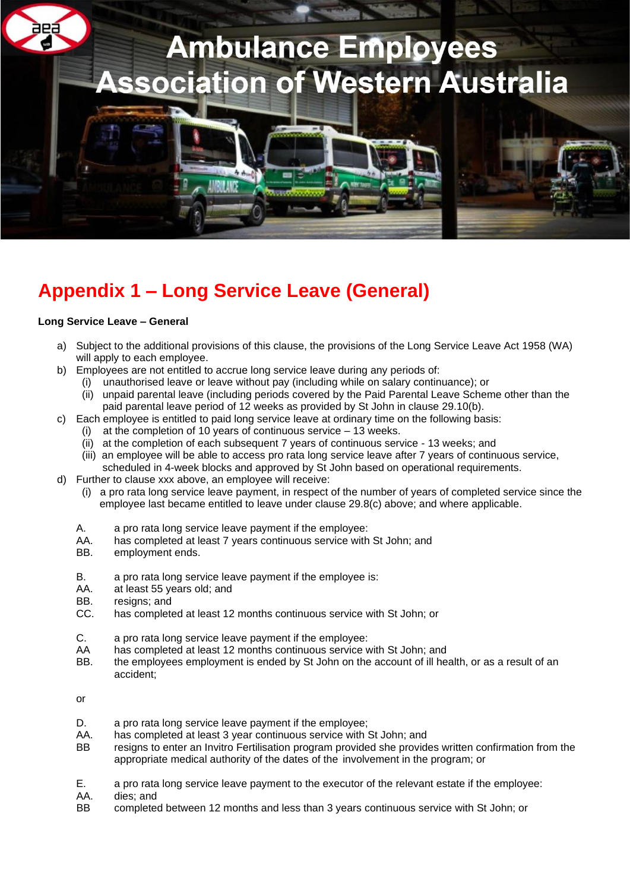# Ambulance Employees Association of Western Australia

## Appendix 1 – Long Service Leave (General)

**Long Service Leave – General**

a) Subject to the additional provisions of this clause, the provisions of the Long Service Leave Act 1958 (WA) will apply to each employee.

b) Employees are not entitled to accrue long service leave during any periods of:
   (i) unauthorised leave or leave without pay (including while on salary continuance); or
   (ii) unpaid parental leave (including periods covered by the Paid Parental Leave Scheme other than the paid parental leave period of 12 weeks as provided by St John in clause 29.10(b).

c) Each employee is entitled to paid long service leave at ordinary time on the following basis:
   (i) at the completion of 10 years of continuous service – 13 weeks.
   (ii) at the completion of each subsequent 7 years of continuous service - 13 weeks; and
   (iii) an employee will be able to access pro rata long service leave after 7 years of continuous service, scheduled in 4-week blocks and approved by St John based on operational requirements.

d) Further to clause xxx above, an employee will receive:
   (i) a pro rata long service leave payment, in respect of the number of years of completed service since the employee last became entitled to leave under clause 29.8(c) above; and where applicable.

A. a pro rata long service leave payment if the employee:
AA. has completed at least 7 years continuous service with St John; and
BB. employment ends.

B. a pro rata long service leave payment if the employee is:
AA. at least 55 years old; and
BB. resigns; and
CC. has completed at least 12 months continuous service with St John; or

C. a pro rata long service leave payment if the employee:
AA has completed at least 12 months continuous service with St John; and
BB. the employees employment is ended by St John on the account of ill health, or as a result of an accident;

or

D. a pro rata long service leave payment if the employee;
AA. has completed at least 3 year continuous service with St John; and
BB resigns to enter an Invitro Fertilisation program provided she provides written confirmation from the appropriate medical authority of the dates of the involvement in the program; or

E. a pro rata long service leave payment to the executor of the relevant estate if the employee:
AA. dies; and
BB completed between 12 months and less than 3 years continuous service with St John; or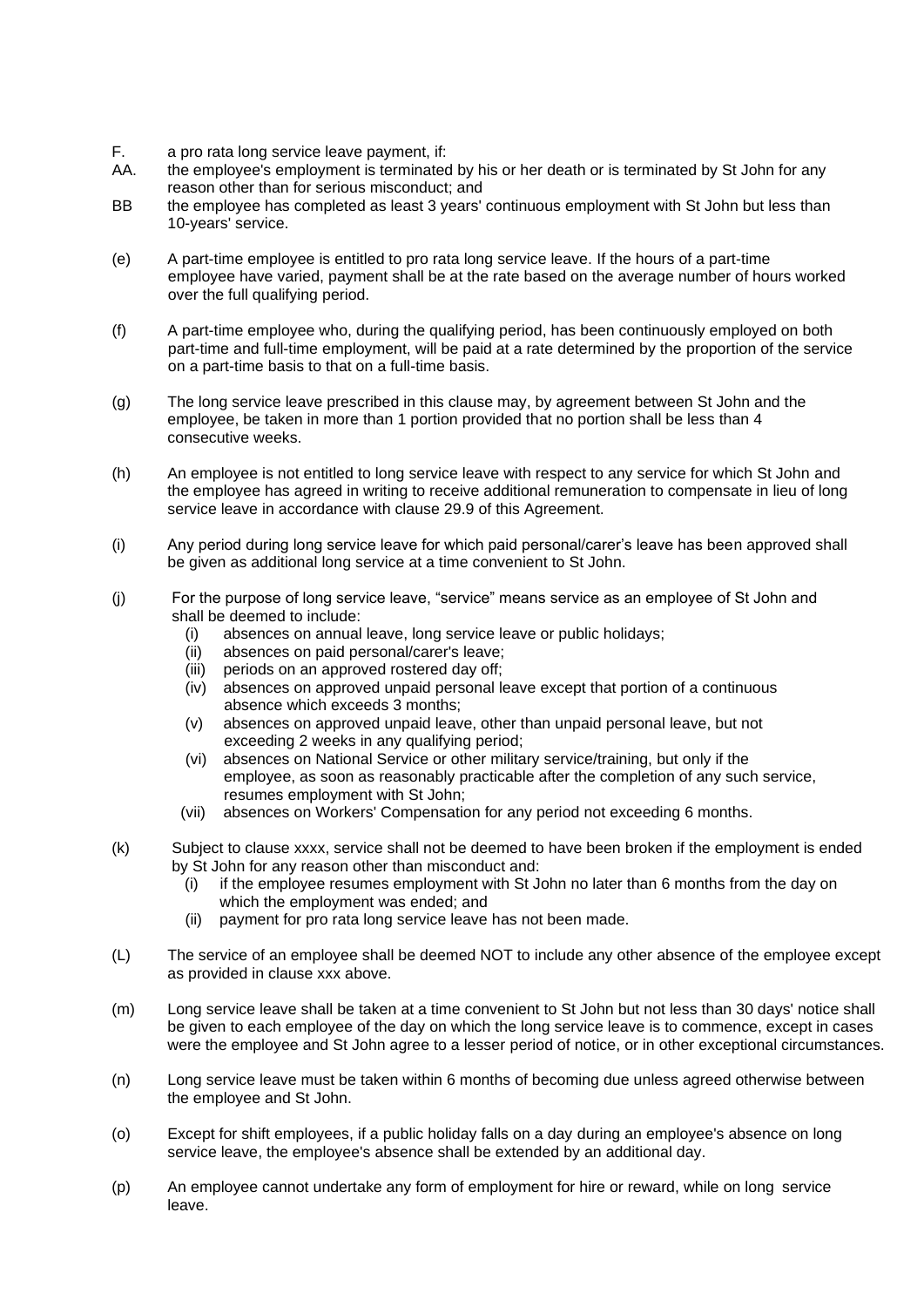F. a pro rata long service leave payment, if:

AA. the employee's employment is terminated by his or her death or is terminated by St John for any reason other than for serious misconduct; and

BB the employee has completed as least 3 years' continuous employment with St John but less than 10-years' service.

(e) A part-time employee is entitled to pro rata long service leave. If the hours of a part-time employee have varied, payment shall be at the rate based on the average number of hours worked over the full qualifying period.

(f) A part-time employee who, during the qualifying period, has been continuously employed on both part-time and full-time employment, will be paid at a rate determined by the proportion of the service on a part-time basis to that on a full-time basis.

(g) The long service leave prescribed in this clause may, by agreement between St John and the employee, be taken in more than 1 portion provided that no portion shall be less than 4 consecutive weeks.

(h) An employee is not entitled to long service leave with respect to any service for which St John and the employee has agreed in writing to receive additional remuneration to compensate in lieu of long service leave in accordance with clause 29.9 of this Agreement.

(i) Any period during long service leave for which paid personal/carer's leave has been approved shall be given as additional long service at a time convenient to St John.

(j) For the purpose of long service leave, "service" means service as an employee of St John and shall be deemed to include:

(i) absences on annual leave, long service leave or public holidays;
(ii) absences on paid personal/carer's leave;
(iii) periods on an approved rostered day off;
(iv) absences on approved unpaid personal leave except that portion of a continuous absence which exceeds 3 months;
(v) absences on approved unpaid leave, other than unpaid personal leave, but not exceeding 2 weeks in any qualifying period;
(vi) absences on National Service or other military service/training, but only if the employee, as soon as reasonably practicable after the completion of any such service, resumes employment with St John;
(vii) absences on Workers' Compensation for any period not exceeding 6 months.

(k) Subject to clause xxxx, service shall not be deemed to have been broken if the employment is ended by St John for any reason other than misconduct and:

(i) if the employee resumes employment with St John no later than 6 months from the day on which the employment was ended; and
(ii) payment for pro rata long service leave has not been made.

(L) The service of an employee shall be deemed NOT to include any other absence of the employee except as provided in clause xxx above.

(m) Long service leave shall be taken at a time convenient to St John but not less than 30 days' notice shall be given to each employee of the day on which the long service leave is to commence, except in cases were the employee and St John agree to a lesser period of notice, or in other exceptional circumstances.

(n) Long service leave must be taken within 6 months of becoming due unless agreed otherwise between the employee and St John.

(o) Except for shift employees, if a public holiday falls on a day during an employee's absence on long service leave, the employee's absence shall be extended by an additional day.

(p) An employee cannot undertake any form of employment for hire or reward, while on long service leave.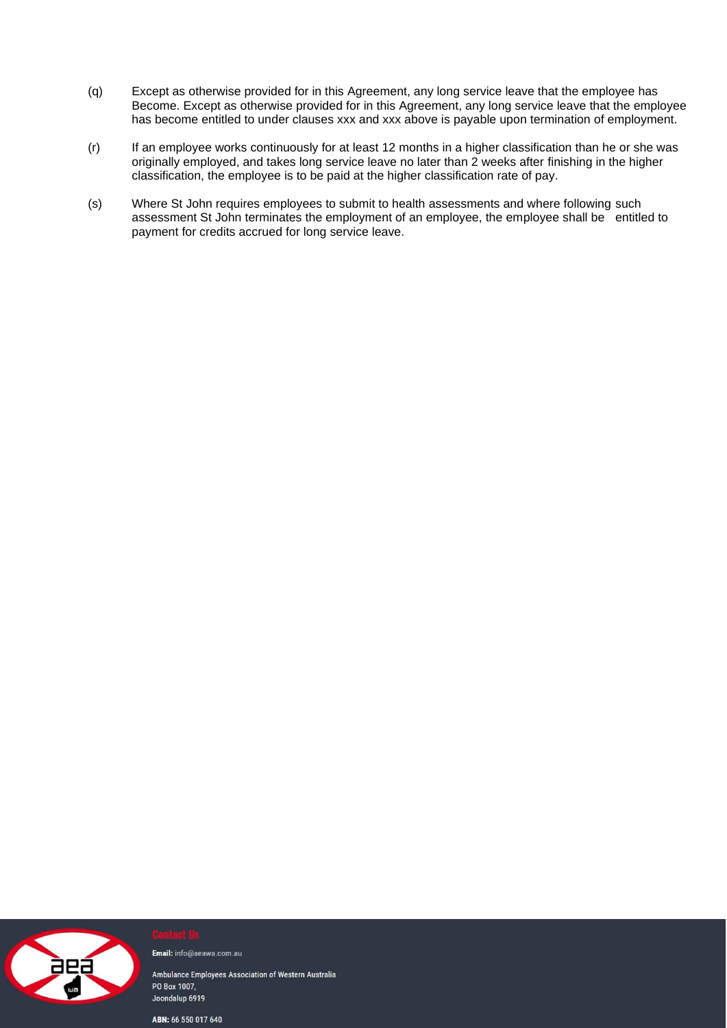(q) Except as otherwise provided for in this Agreement, any long service leave that the employee has Become. Except as otherwise provided for in this Agreement, any long service leave that the employee has become entitled to under clauses xxx and xxx above is payable upon termination of employment.

(r) If an employee works continuously for at least 12 months in a higher classification than he or she was originally employed, and takes long service leave no later than 2 weeks after finishing in the higher classification, the employee is to be paid at the higher classification rate of pay.

(s) Where St John requires employees to submit to health assessments and where following such assessment St John terminates the employment of an employee, the employee shall be entitled to payment for credits accrued for long service leave.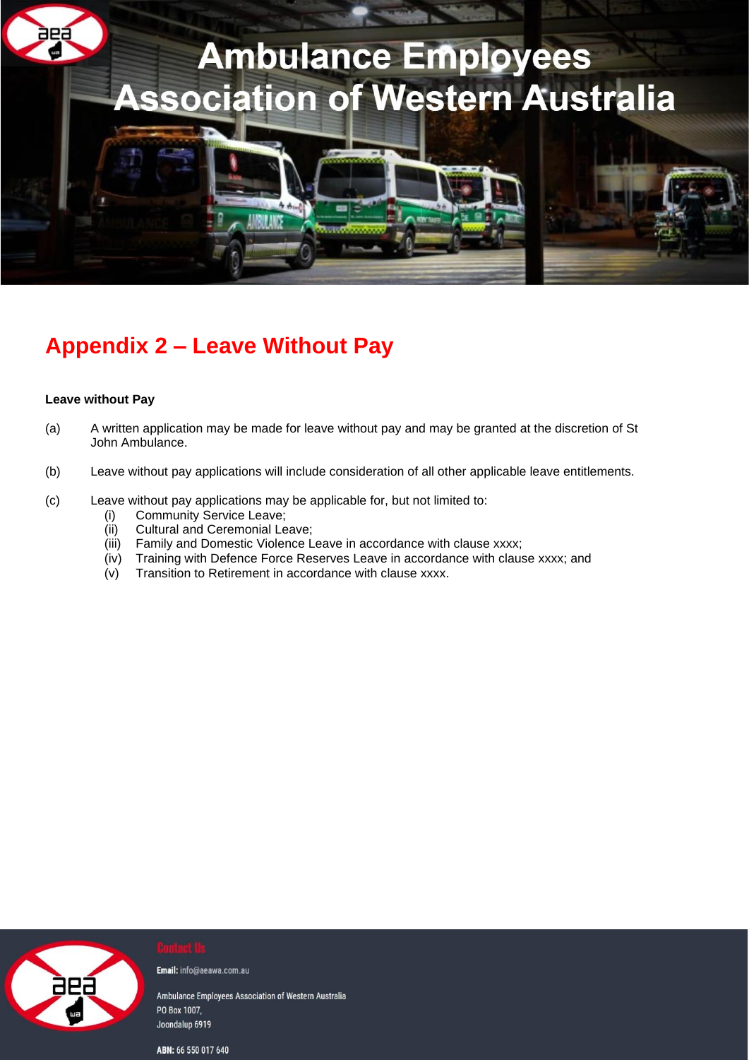## Appendix 2 – Leave Without Pay

**Leave without Pay**

(a) A written application may be made for leave without pay and may be granted at the discretion of St John Ambulance.

(b) Leave without pay applications will include consideration of all other applicable leave entitlements.

(c) Leave without pay applications may be applicable for, but not limited to:

- (i) Community Service Leave;
- (ii) Cultural and Ceremonial Leave;
- (iii) Family and Domestic Violence Leave in accordance with clause xxxx;
- (iv) Training with Defence Force Reserves Leave in accordance with clause xxxx; and
- (v) Transition to Retirement in accordance with clause xxxx.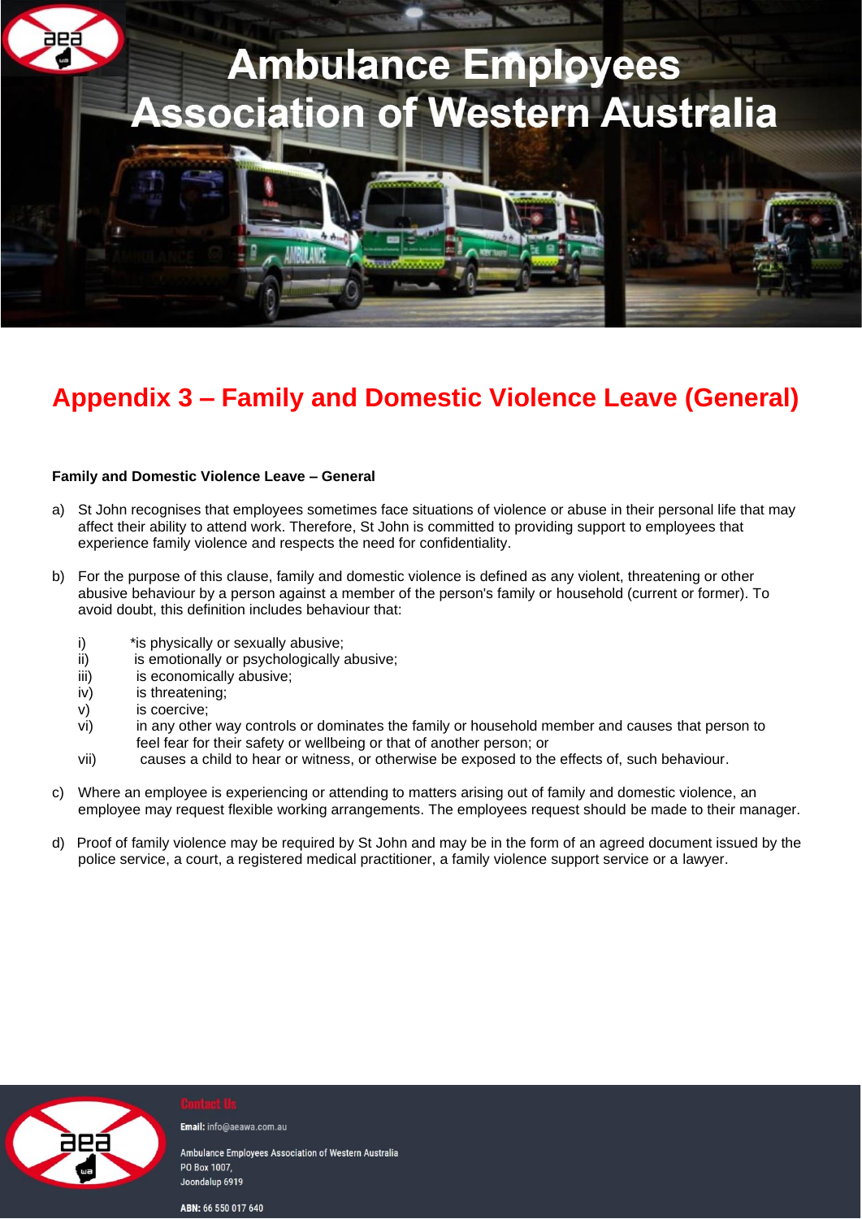# Appendix 3 – Family and Domestic Violence Leave (General)

**Family and Domestic Violence Leave – General**

a) St John recognises that employees sometimes face situations of violence or abuse in their personal life that may affect their ability to attend work. Therefore, St John is committed to providing support to employees that experience family violence and respects the need for confidentiality.

b) For the purpose of this clause, family and domestic violence is defined as any violent, threatening or other abusive behaviour by a person against a member of the person's family or household (current or former). To avoid doubt, this definition includes behaviour that:

   i) *is physically or sexually abusive;
   ii) is emotionally or psychologically abusive;
   iii) is economically abusive;
   iv) is threatening;
   v) is coercive;
   vi) in any other way controls or dominates the family or household member and causes that person to feel fear for their safety or wellbeing or that of another person; or
   vii) causes a child to hear or witness, or otherwise be exposed to the effects of, such behaviour.

c) Where an employee is experiencing or attending to matters arising out of family and domestic violence, an employee may request flexible working arrangements. The employees request should be made to their manager.

d) Proof of family violence may be required by St John and may be in the form of an agreed document issued by the police service, a court, a registered medical practitioner, a family violence support service or a lawyer.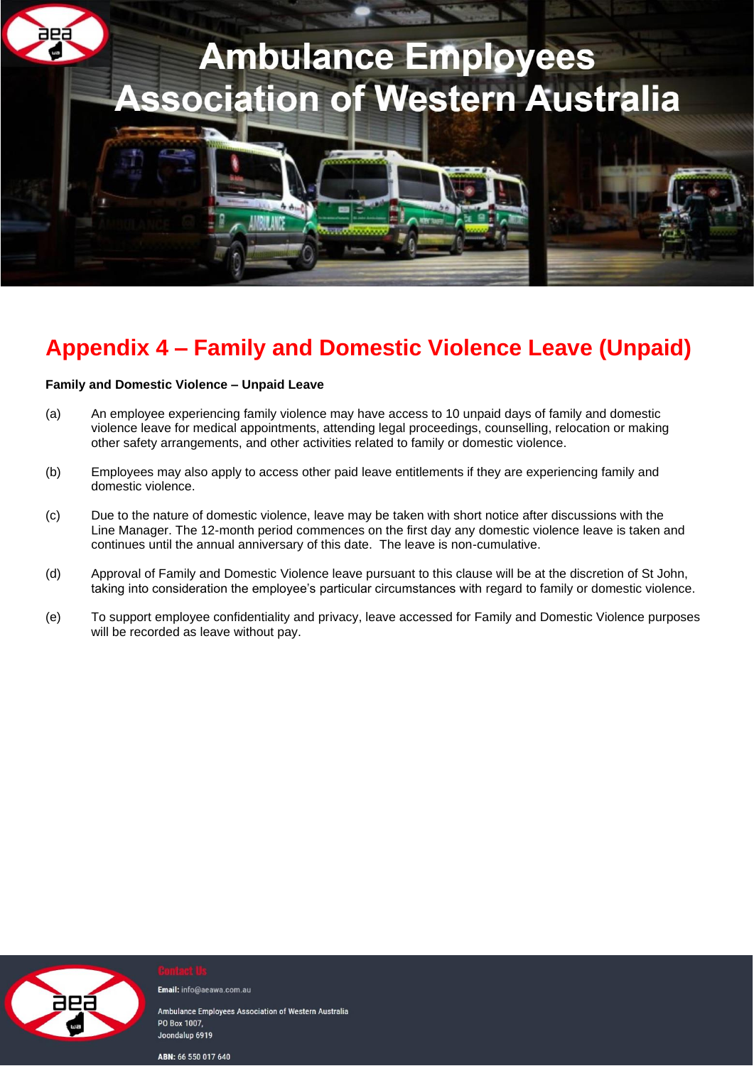# Appendix 4 – Family and Domestic Violence Leave (Unpaid)

**Family and Domestic Violence – Unpaid Leave**

(a) An employee experiencing family violence may have access to 10 unpaid days of family and domestic violence leave for medical appointments, attending legal proceedings, counselling, relocation or making other safety arrangements, and other activities related to family or domestic violence.

(b) Employees may also apply to access other paid leave entitlements if they are experiencing family and domestic violence.

(c) Due to the nature of domestic violence, leave may be taken with short notice after discussions with the Line Manager. The 12-month period commences on the first day any domestic violence leave is taken and continues until the annual anniversary of this date. The leave is non-cumulative.

(d) Approval of Family and Domestic Violence leave pursuant to this clause will be at the discretion of St John, taking into consideration the employee's particular circumstances with regard to family or domestic violence.

(e) To support employee confidentiality and privacy, leave accessed for Family and Domestic Violence purposes will be recorded as leave without pay.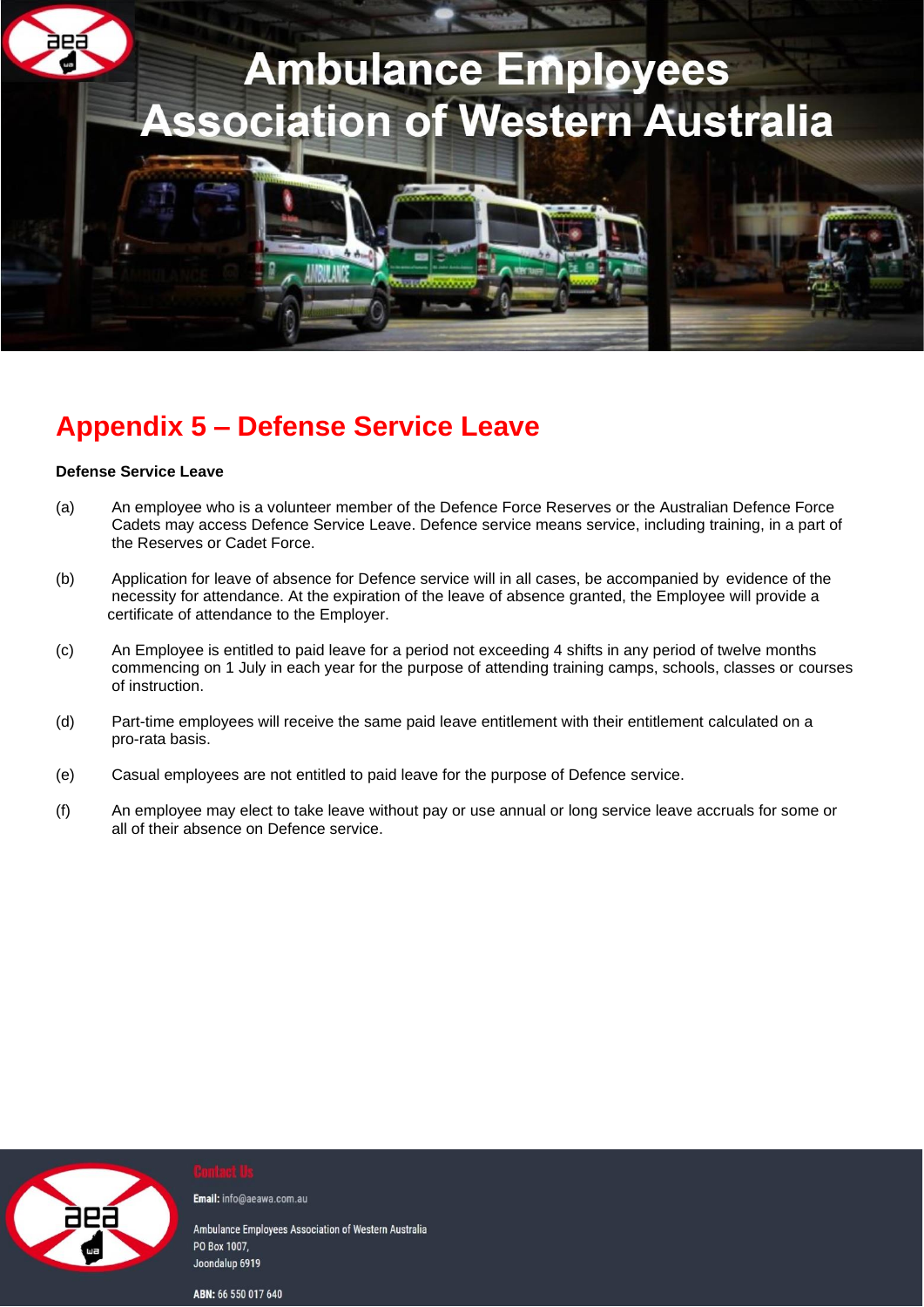## Appendix 5 – Defense Service Leave

**Defense Service Leave**

(a) An employee who is a volunteer member of the Defence Force Reserves or the Australian Defence Force Cadets may access Defence Service Leave. Defence service means service, including training, in a part of the Reserves or Cadet Force.

(b) Application for leave of absence for Defence service will in all cases, be accompanied by evidence of the necessity for attendance. At the expiration of the leave of absence granted, the Employee will provide a certificate of attendance to the Employer.

(c) An Employee is entitled to paid leave for a period not exceeding 4 shifts in any period of twelve months commencing on 1 July in each year for the purpose of attending training camps, schools, classes or courses of instruction.

(d) Part-time employees will receive the same paid leave entitlement with their entitlement calculated on a pro-rata basis.

(e) Casual employees are not entitled to paid leave for the purpose of Defence service.

(f) An employee may elect to take leave without pay or use annual or long service leave accruals for some or all of their absence on Defence service.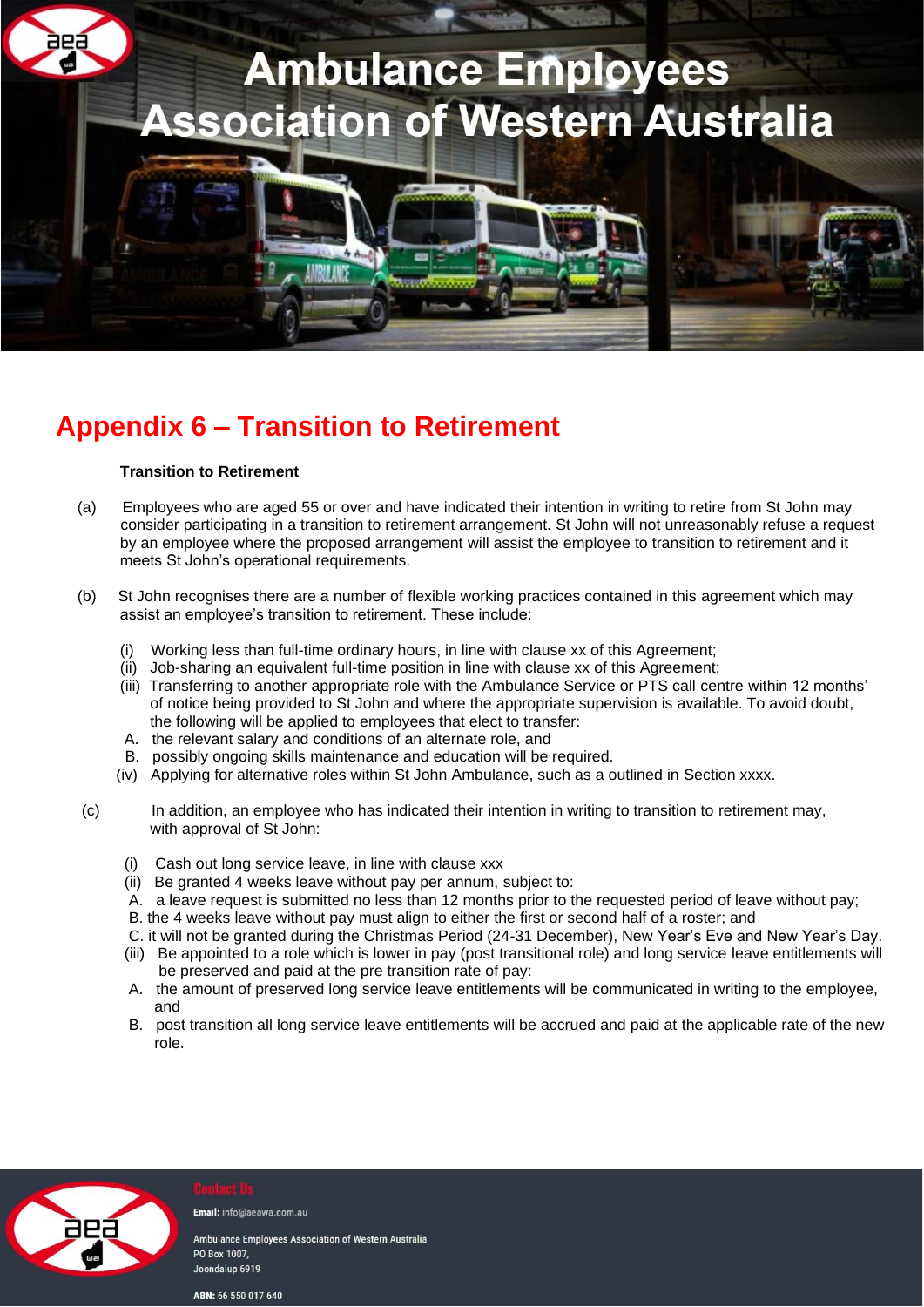## Appendix 6 – Transition to Retirement

**Transition to Retirement**

(a) Employees who are aged 55 or over and have indicated their intention in writing to retire from St John may consider participating in a transition to retirement arrangement. St John will not unreasonably refuse a request by an employee where the proposed arrangement will assist the employee to transition to retirement and it meets St John's operational requirements.

(b) St John recognises there are a number of flexible working practices contained in this agreement which may assist an employee's transition to retirement. These include:

- (i) Working less than full-time ordinary hours, in line with clause xx of this Agreement;
- (ii) Job-sharing an equivalent full-time position in line with clause xx of this Agreement;
- (iii) Transferring to another appropriate role with the Ambulance Service or PTS call centre within 12 months' of notice being provided to St John and where the appropriate supervision is available. To avoid doubt, the following will be applied to employees that elect to transfer:
  - A. the relevant salary and conditions of an alternate role, and
  - B. possibly ongoing skills maintenance and education will be required.
- (iv) Applying for alternative roles within St John Ambulance, such as a outlined in Section xxxx.

(c) In addition, an employee who has indicated their intention in writing to transition to retirement may, with approval of St John:

- (i) Cash out long service leave, in line with clause xxx
- (ii) Be granted 4 weeks leave without pay per annum, subject to:
  - A. a leave request is submitted no less than 12 months prior to the requested period of leave without pay;
  - B. the 4 weeks leave without pay must align to either the first or second half of a roster; and
  - C. it will not be granted during the Christmas Period (24-31 December), New Year's Eve and New Year's Day.
- (iii) Be appointed to a role which is lower in pay (post transitional role) and long service leave entitlements will be preserved and paid at the pre transition rate of pay:
  - A. the amount of preserved long service leave entitlements will be communicated in writing to the employee, and
  - B. post transition all long service leave entitlements will be accrued and paid at the applicable rate of the new role.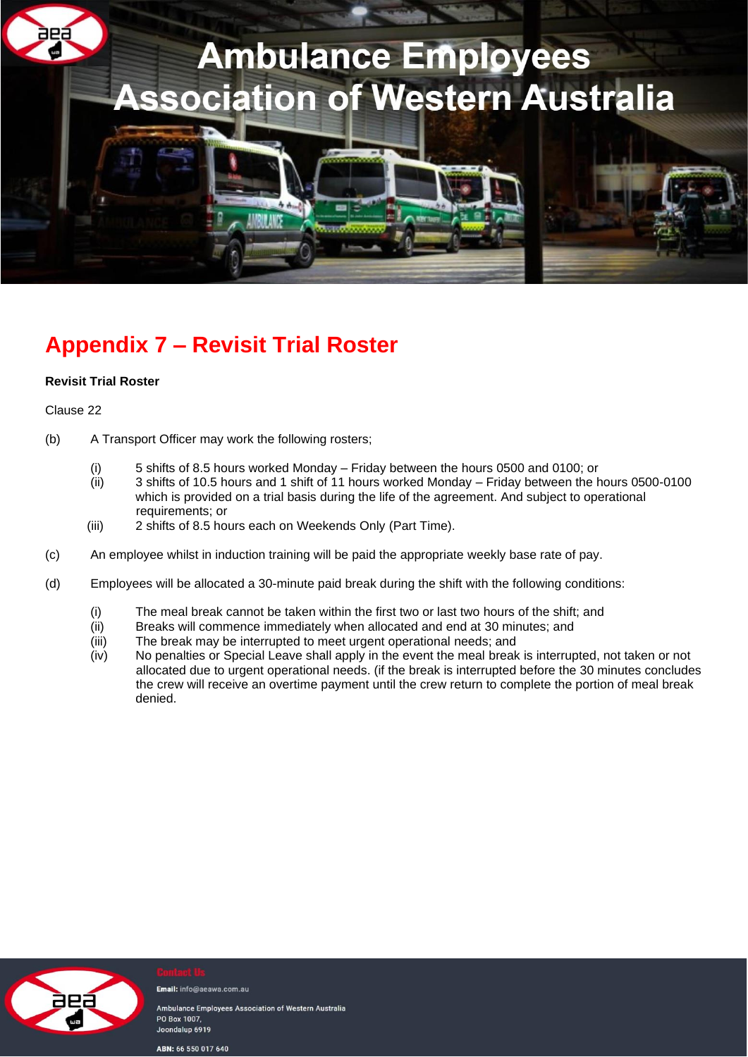# Appendix 7 – Revisit Trial Roster

**Revisit Trial Roster**

Clause 22

(b) A Transport Officer may work the following rosters;

- (i) 5 shifts of 8.5 hours worked Monday – Friday between the hours 0500 and 0100; or
- (ii) 3 shifts of 10.5 hours and 1 shift of 11 hours worked Monday – Friday between the hours 0500-0100 which is provided on a trial basis during the life of the agreement. And subject to operational requirements; or
- (iii) 2 shifts of 8.5 hours each on Weekends Only (Part Time).

(c) An employee whilst in induction training will be paid the appropriate weekly base rate of pay.

(d) Employees will be allocated a 30-minute paid break during the shift with the following conditions:

- (i) The meal break cannot be taken within the first two or last two hours of the shift; and
- (ii) Breaks will commence immediately when allocated and end at 30 minutes; and
- (iii) The break may be interrupted to meet urgent operational needs; and
- (iv) No penalties or Special Leave shall apply in the event the meal break is interrupted, not taken or not allocated due to urgent operational needs. (if the break is interrupted before the 30 minutes concludes the crew will receive an overtime payment until the crew return to complete the portion of meal break denied.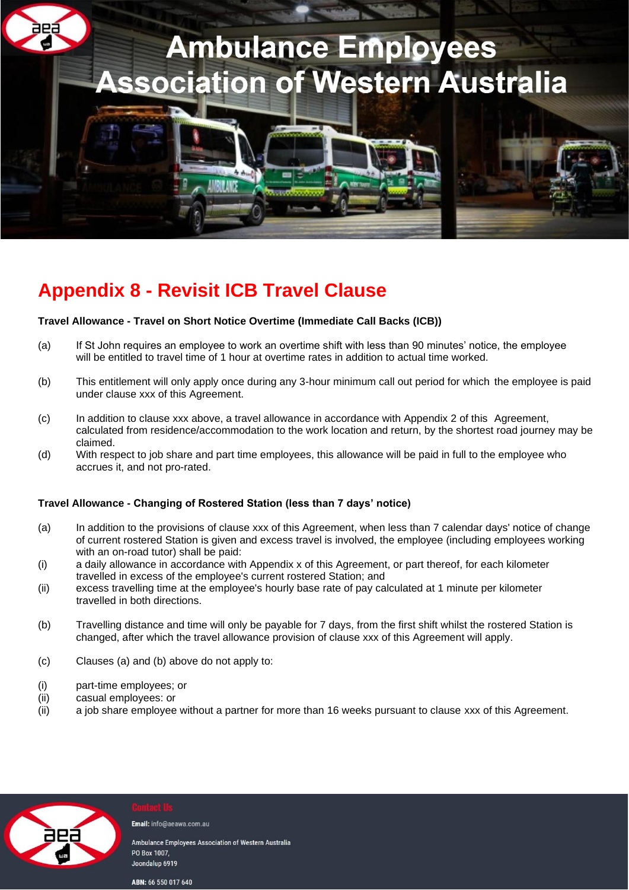# Ambulance Employees Association of Western Australia

## Appendix 8 - Revisit ICB Travel Clause

**Travel Allowance - Travel on Short Notice Overtime (Immediate Call Backs (ICB))**

(a) If St John requires an employee to work an overtime shift with less than 90 minutes' notice, the employee will be entitled to travel time of 1 hour at overtime rates in addition to actual time worked.

(b) This entitlement will only apply once during any 3-hour minimum call out period for which the employee is paid under clause xxx of this Agreement.

(c) In addition to clause xxx above, a travel allowance in accordance with Appendix 2 of this Agreement, calculated from residence/accommodation to the work location and return, by the shortest road journey may be claimed.

(d) With respect to job share and part time employees, this allowance will be paid in full to the employee who accrues it, and not pro-rated.

**Travel Allowance - Changing of Rostered Station (less than 7 days' notice)**

(a) In addition to the provisions of clause xxx of this Agreement, when less than 7 calendar days' notice of change of current rostered Station is given and excess travel is involved, the employee (including employees working with an on-road tutor) shall be paid:

(i) a daily allowance in accordance with Appendix x of this Agreement, or part thereof, for each kilometer travelled in excess of the employee's current rostered Station; and

(ii) excess travelling time at the employee's hourly base rate of pay calculated at 1 minute per kilometer travelled in both directions.

(b) Travelling distance and time will only be payable for 7 days, from the first shift whilst the rostered Station is changed, after which the travel allowance provision of clause xxx of this Agreement will apply.

(c) Clauses (a) and (b) above do not apply to:

(i) part-time employees; or
(ii) casual employees: or
(ii) a job share employee without a partner for more than 16 weeks pursuant to clause xxx of this Agreement.

**Contact Us**

**Email:** info@aeawa.com.au

Ambulance Employees Association of Western Australia
PO Box 1007,
Joondalup 6919

**ABN:** 66 550 017 640